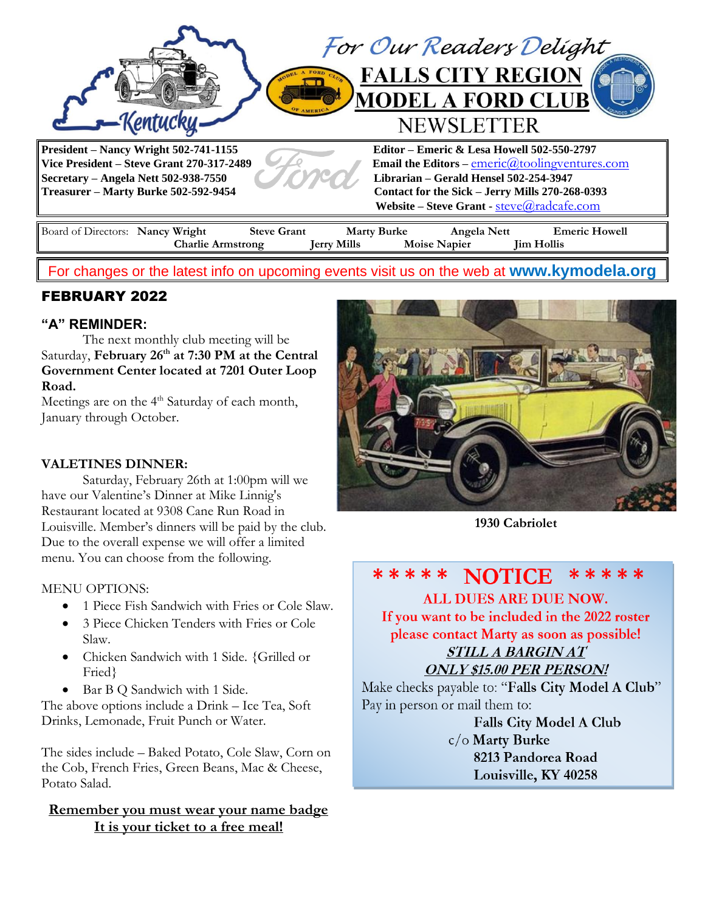*For Our Readers Delight*

# FALLS CITY REGION MODEL A FORD CLUB NEWSLETTER

**President – Nancy Wright 502-741-1155**
**Vice President – Steve Grant 270-317-2489**
**Secretary – Angela Nett 502-938-7550**
**Treasurer – Marty Burke 502-592-9454**

**Editor – Emeric & Lesa Howell 502-550-2797**
**Email the Editors –** emeric@toolingventures.com
**Librarian – Gerald Hensel 502-254-3947**
**Contact for the Sick – Jerry Mills 270-268-0393**
**Website – Steve Grant -** steve@radcafe.com

Board of Directors: **Nancy Wright**, **Steve Grant**, **Marty Burke**, **Angela Nett**, **Emeric Howell**, **Charlie Armstrong**, **Jerry Mills**, **Moise Napier**, **Jim Hollis**

For changes or the latest info on upcoming events visit us on the web at **www.kymodela.org**

## FEBRUARY 2022

### "A" REMINDER:

The next monthly club meeting will be Saturday, **February 26th at 7:30 PM at the Central Government Center located at 7201 Outer Loop Road.**

Meetings are on the 4th Saturday of each month, January through October.

### VALETINES DINNER:

Saturday, February 26th at 1:00pm will we have our Valentine's Dinner at Mike Linnig's Restaurant located at 9308 Cane Run Road in Louisville. Member's dinners will be paid by the club. Due to the overall expense we will offer a limited menu. You can choose from the following.

MENU OPTIONS:

- 1 Piece Fish Sandwich with Fries or Cole Slaw.
- 3 Piece Chicken Tenders with Fries or Cole Slaw.
- Chicken Sandwich with 1 Side. {Grilled or Fried}
- Bar B Q Sandwich with 1 Side.

The above options include a Drink – Ice Tea, Soft Drinks, Lemonade, Fruit Punch or Water.

The sides include – Baked Potato, Cole Slaw, Corn on the Cob, French Fries, Green Beans, Mac & Cheese, Potato Salad.

**Remember you must wear your name badge**
**It is your ticket to a free meal!**

**1930 Cabriolet**

## \* \* \* \* \* NOTICE \* \* \* \* \*

**ALL DUES ARE DUE NOW.**
**If you want to be included in the 2022 roster please contact Marty as soon as possible!**
***STILL A BARGIN AT***
***ONLY $15.00 PER PERSON!***

Make checks payable to: "**Falls City Model A Club**"
Pay in person or mail them to:

**Falls City Model A Club**
c/o **Marty Burke**
**8213 Pandorea Road**
**Louisville, KY 40258**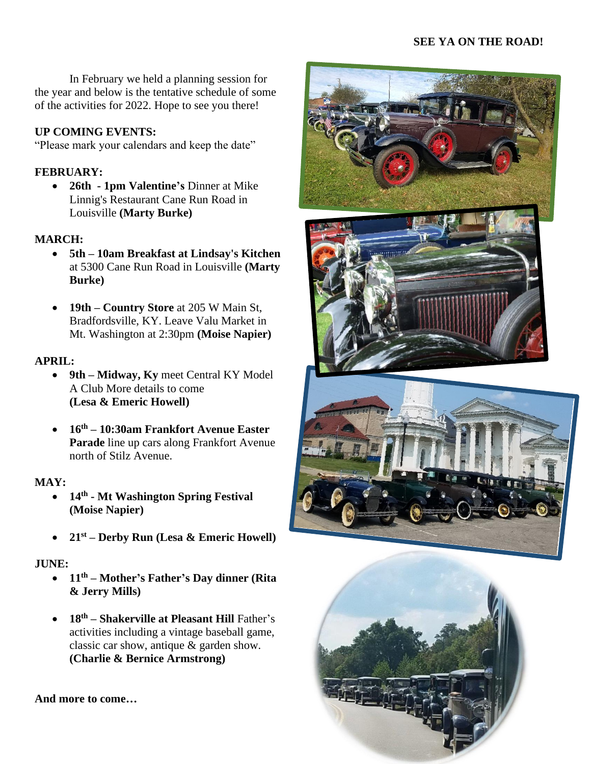**SEE YA ON THE ROAD!**

In February we held a planning session for the year and below is the tentative schedule of some of the activities for 2022. Hope to see you there!

**UP COMING EVENTS:**
"Please mark your calendars and keep the date"

**FEBRUARY:**

- **26th - 1pm Valentine's** Dinner at Mike Linnig's Restaurant Cane Run Road in Louisville **(Marty Burke)**

**MARCH:**

- **5th – 10am Breakfast at Lindsay's Kitchen** at 5300 Cane Run Road in Louisville **(Marty Burke)**

- **19th – Country Store** at 205 W Main St, Bradfordsville, KY. Leave Valu Market in Mt. Washington at 2:30pm **(Moise Napier)**

**APRIL:**

- **9th – Midway, Ky** meet Central KY Model A Club More details to come **(Lesa & Emeric Howell)**

- **16th – 10:30am Frankfort Avenue Easter Parade** line up cars along Frankfort Avenue north of Stilz Avenue.

**MAY:**

- **14th - Mt Washington Spring Festival (Moise Napier)**

- **21st – Derby Run (Lesa & Emeric Howell)**

**JUNE:**

- **11th – Mother's Father's Day dinner (Rita & Jerry Mills)**

- **18th – Shakerville at Pleasant Hill** Father's activities including a vintage baseball game, classic car show, antique & garden show. **(Charlie & Bernice Armstrong)**

**And more to come…**